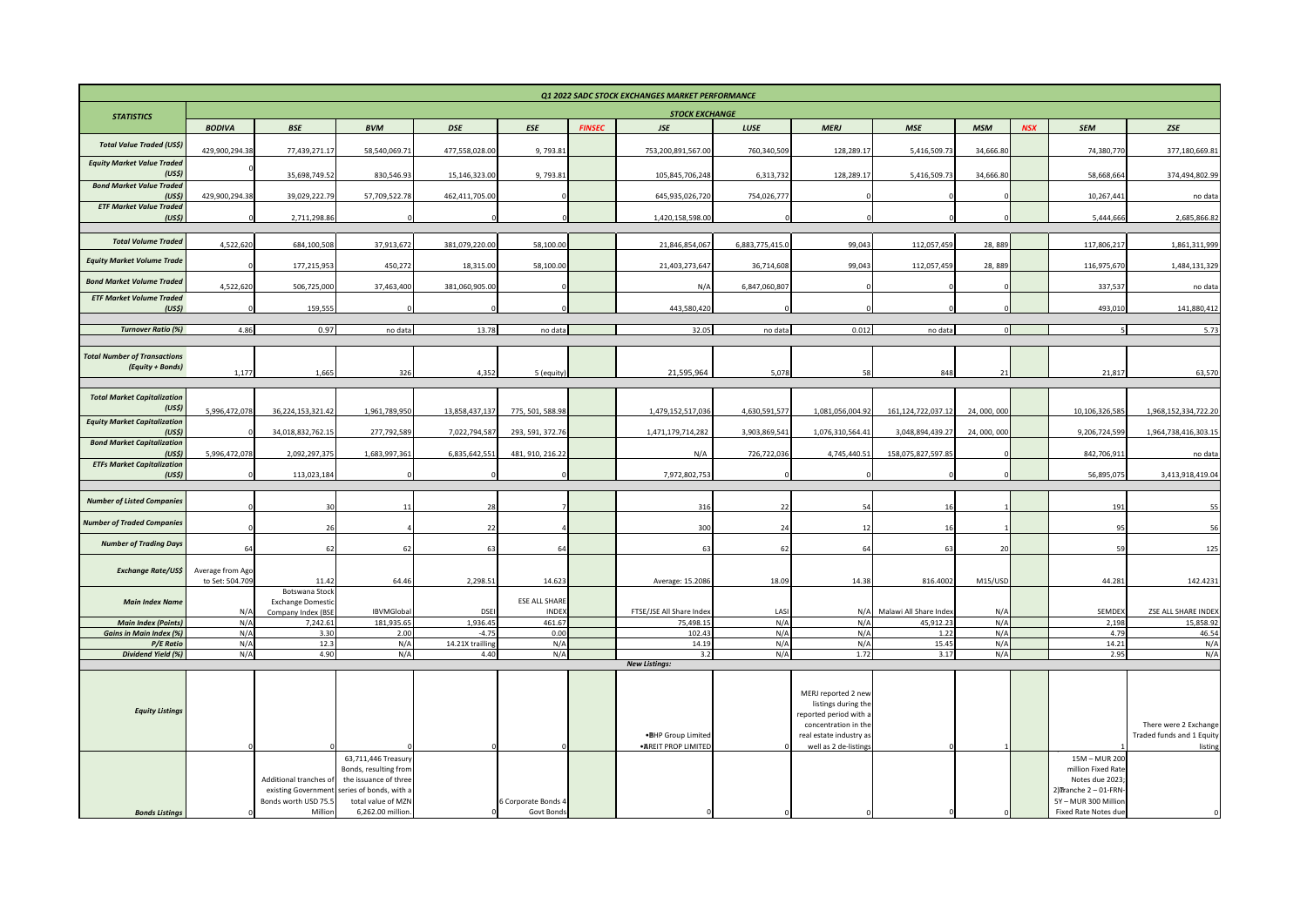# Q1 2022 SADC STOCK EXCHANGES MARKET PERFORMANCE

| STATISTICS | STOCK EXCHANGE | | | | | | | | | | | | | |
|---|---|---|---|---|---|---|---|---|---|---|---|---|---|---|
| | BODIVA | BSE | BVM | DSE | ESE | FINSEC | JSE | LUSE | MERJ | MSE | MSM | NSX | SEM | ZSE |
| Total Value Traded (US$) | 429,900,294.38 | 77,439,271.17 | 58,540,069.71 | 477,558,028.00 | 9, 793.81 | | 753,200,891,567.00 | 760,340,509 | 128,289.17 | 5,416,509.73 | 34,666.80 | | 74,380,770 | 377,180,669.81 |
| Equity Market Value Traded (US$) | 0 | 35,698,749.52 | 830,546.93 | 15,146,323.00 | 9, 793.81 | | 105,845,706,248 | 6,313,732 | 128,289.17 | 5,416,509.73 | 34,666.80 | | 58,668,664 | 374,494,802.99 |
| Bond Market Value Traded (US$) | 429,900,294.38 | 39,029,222.79 | 57,709,522.78 | 462,411,705.00 | 0 | | 645,935,026,720 | 754,026,777 | 0 | 0 | 0 | | 10,267,441 | no data |
| ETF Market Value Traded (US$) | 0 | 2,711,298.86 | 0 | 0 | 0 | | 1,420,158,598.00 | 0 | 0 | 0 | 0 | | 5,444,666 | 2,685,866.82 |
| Total Volume Traded | 4,522,620 | 684,100,508 | 37,913,672 | 381,079,220.00 | 58,100.00 | | 21,846,854,067 | 6,883,775,415.0 | 99,043 | 112,057,459 | 28, 889 | | 117,806,217 | 1,861,311,999 |
| Equity Market Volume Trade | 0 | 177,215,953 | 450,272 | 18,315.00 | 58,100.00 | | 21,403,273,647 | 36,714,608 | 99,043 | 112,057,459 | 28, 889 | | 116,975,670 | 1,484,131,329 |
| Bond Market Volume Traded | 4,522,620 | 506,725,000 | 37,463,400 | 381,060,905.00 | 0 | | N/A | 6,847,060,807 | 0 | 0 | 0 | | 337,537 | no data |
| ETF Market Volume Traded (US$) | 0 | 159,555 | 0 | 0 | 0 | | 443,580,420 | 0 | 0 | 0 | 0 | | 493,010 | 141,880,412 |
| Turnover Ratio (%) | 4.86 | 0.97 | no data | 13.78 | no data | | 32.05 | no data | 0.012 | no data | 0 | | 5 | 5.73 |
| Total Number of Transactions (Equity + Bonds) | 1,177 | 1,665 | 326 | 4,352 | 5 (equity) | | 21,595,964 | 5,078 | 58 | 848 | 21 | | 21,817 | 63,570 |
| Total Market Capitalization (US$) | 5,996,472,078 | 36,224,153,321.42 | 1,961,789,950 | 13,858,437,137 | 775, 501, 588.98 | | 1,479,152,517,036 | 4,630,591,577 | 1,081,056,004.92 | 161,124,722,037.12 | 24, 000, 000 | | 10,106,326,585 | 1,968,152,334,722.20 |
| Equity Market Capitalization (US$) | 0 | 34,018,832,762.15 | 277,792,589 | 7,022,794,587 | 293, 591, 372.76 | | 1,471,179,714,282 | 3,903,869,541 | 1,076,310,564.41 | 3,048,894,439.27 | 24, 000, 000 | | 9,206,724,599 | 1,964,738,416,303.15 |
| Bond Market Capitalization (US$) | 5,996,472,078 | 2,092,297,375 | 1,683,997,361 | 6,835,642,551 | 481, 910, 216.22 | | N/A | 726,722,036 | 4,745,440.51 | 158,075,827,597.85 | 0 | | 842,706,911 | no data |
| ETFs Market Capitalization (US$) | 0 | 113,023,184 | 0 | 0 | 0 | | 7,972,802,753 | 0 | 0 | 0 | 0 | | 56,895,075 | 3,413,918,419.04 |
| Number of Listed Companies | 0 | 30 | 11 | 28 | 7 | | 316 | 22 | 54 | 16 | 1 | | 191 | 55 |
| Number of Traded Companies | 0 | 26 | 4 | 22 | 4 | | 300 | 24 | 12 | 16 | 1 | | 95 | 56 |
| Number of Trading Days | 64 | 62 | 62 | 63 | 64 | | 63 | 62 | 64 | 63 | 20 | | 59 | 125 |
| Exchange Rate/US$ | Average from Ago to Set: 504.709 | 11.42 | 64.46 | 2,298.51 | 14.623 | | Average: 15.2086 | 18.09 | 14.38 | 816.4002 | M15/USD | | 44.281 | 142.4231 |
| Main Index Name | N/A | Botswana Stock Exchange Domestic Company Index (BSE | IBVMGlobal | DSEI | ESE ALL SHARE INDEX | | FTSE/JSE All Share Index | LASI | N/A | Malawi All Share Index | N/A | | SEMDEX | ZSE ALL SHARE INDEX |
| Main Index (Points) | N/A | 7,242.61 | 181,935.65 | 1,936.45 | 461.67 | | 75,498.15 | N/A | N/A | 45,912.23 | N/A | | 2,198 | 15,858.92 |
| Gains in Main Index (%) | N/A | 3.30 | 2.00 | -4.75 | 0.00 | | 102.43 | N/A | N/A | 1.22 | N/A | | 4.79 | 46.54 |
| P/E Ratio | N/A | 12.3 | N/A | 14.21X trailing | N/A | | 14.19 | N/A | N/A | 15.45 | N/A | | 14.21 | N/A |
| Dividend Yield (%) | N/A | 4.90 | N/A | 4.40 | N/A | | 3.2 | N/A | 1.72 | 3.17 | N/A | | 2.95 | N/A |
| | | | | | | | New Listings: | | | | | | | |
| Equity Listings | 0 | 0 | 0 | 0 | 0 | | • BHP Group Limited • REIT PROP LIMITED | 0 | MERJ reported 2 new listings during the reported period with a concentration in the real estate industry as well as 2 de-listings | 0 | 1 | | 1 | There were 2 Exchange Traded funds and 1 Equity listing |
| Bonds Listings | 0 | Additional tranches of existing Government Bonds worth USD 75.5 Million | 63,711,446 Treasury Bonds, resulting from the issuance of three series of bonds, with a total value of MZN 6,262.00 million. | 0 | 6 Corporate Bonds 4 Govt Bonds | | 0 | 0 | 0 | 0 | 0 | | 15M – MUR 200 million Fixed Rate Notes due 2023; 2) Tranche 2 – 01-FRN-5Y – MUR 300 Million Fixed Rate Notes due | 0 |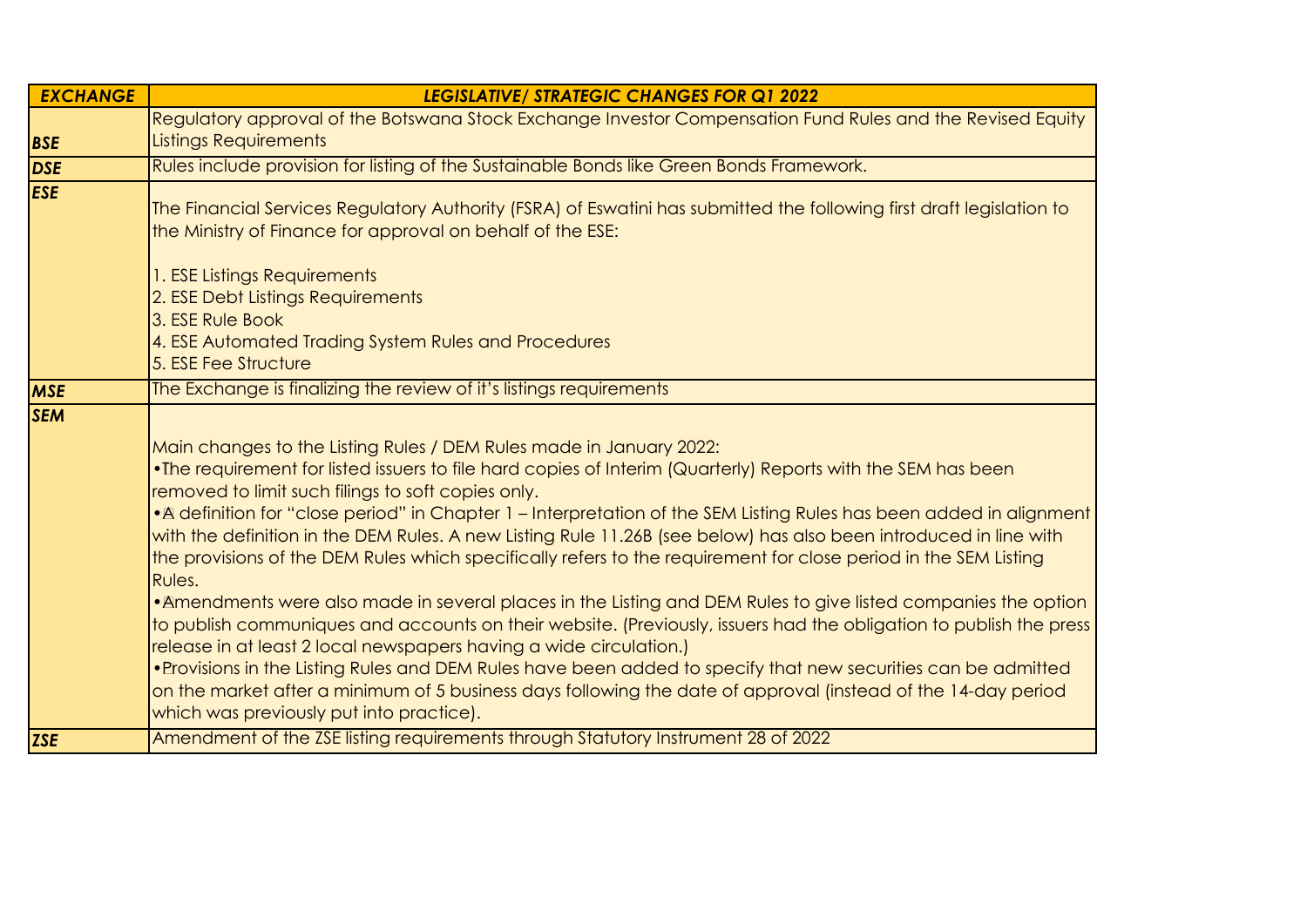| *EXCHANGE* | *LEGISLATIVE/ STRATEGIC CHANGES FOR Q1 2022* |
| --- | --- |
| *BSE* | Regulatory approval of the Botswana Stock Exchange Investor Compensation Fund Rules and the Revised Equity Listings Requirements |
| *DSE* | Rules include provision for listing of the Sustainable Bonds like Green Bonds Framework. |
| *ESE* | The Financial Services Regulatory Authority (FSRA) of Eswatini has submitted the following first draft legislation to the Ministry of Finance for approval on behalf of the ESE:<br><br>1. ESE Listings Requirements<br>2. ESE Debt Listings Requirements<br>3. ESE Rule Book<br>4. ESE Automated Trading System Rules and Procedures<br>5. ESE Fee Structure |
| *MSE* | The Exchange is finalizing the review of it's listings requirements |
| *SEM* | Main changes to the Listing Rules / DEM Rules made in January 2022:<br>• The requirement for listed issuers to file hard copies of Interim (Quarterly) Reports with the SEM has been removed to limit such filings to soft copies only.<br>• A definition for "close period" in Chapter 1 – Interpretation of the SEM Listing Rules has been added in alignment with the definition in the DEM Rules. A new Listing Rule 11.26B (see below) has also been introduced in line with the provisions of the DEM Rules which specifically refers to the requirement for close period in the SEM Listing Rules.<br>• Amendments were also made in several places in the Listing and DEM Rules to give listed companies the option to publish communiques and accounts on their website. (Previously, issuers had the obligation to publish the press release in at least 2 local newspapers having a wide circulation.)<br>• Provisions in the Listing Rules and DEM Rules have been added to specify that new securities can be admitted on the market after a minimum of 5 business days following the date of approval (instead of the 14-day period which was previously put into practice). |
| *ZSE* | Amendment of the ZSE listing requirements through Statutory Instrument 28 of 2022 |